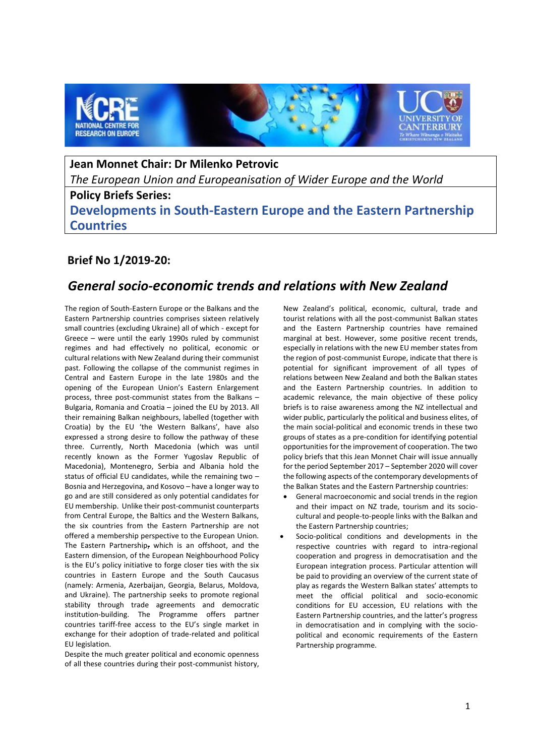**Jean Monnet Chair: Dr Milenko Petrovic**

*The European Union and Europeanisation of Wider Europe and the World*

**Policy Briefs Series:**

**Developments in South-Eastern Europe and the Eastern Partnership Countries**

## Brief No 1/2019-20:

# *General socio-economic trends and relations with New Zealand*

The region of South-Eastern Europe or the Balkans and the Eastern Partnership countries comprises sixteen relatively small countries (excluding Ukraine) all of which - except for Greece – were until the early 1990s ruled by communist regimes and had effectively no political, economic or cultural relations with New Zealand during their communist past. Following the collapse of the communist regimes in Central and Eastern Europe in the late 1980s and the opening of the European Union's Eastern Enlargement process, three post-communist states from the Balkans – Bulgaria, Romania and Croatia – joined the EU by 2013. All their remaining Balkan neighbours, labelled (together with Croatia) by the EU 'the Western Balkans', have also expressed a strong desire to follow the pathway of these three. Currently, North Macedonia (which was until recently known as the Former Yugoslav Republic of Macedonia), Montenegro, Serbia and Albania hold the status of official EU candidates, while the remaining two – Bosnia and Herzegovina, and Kosovo – have a longer way to go and are still considered as only potential candidates for EU membership. Unlike their post-communist counterparts from Central Europe, the Baltics and the Western Balkans, the six countries from the Eastern Partnership are not offered a membership perspective to the European Union. The Eastern Partnership, which is an offshoot, and the Eastern dimension, of the European Neighbourhood Policy is the EU's policy initiative to forge closer ties with the six countries in Eastern Europe and the South Caucasus (namely: Armenia, Azerbaijan, Georgia, Belarus, Moldova, and Ukraine). The partnership seeks to promote regional stability through trade agreements and democratic institution-building. The Programme offers partner countries tariff-free access to the EU's single market in exchange for their adoption of trade-related and political EU legislation.

Despite the much greater political and economic openness of all these countries during their post-communist history, New Zealand's political, economic, cultural, trade and tourist relations with all the post-communist Balkan states and the Eastern Partnership countries have remained marginal at best. However, some positive recent trends, especially in relations with the new EU member states from the region of post-communist Europe, indicate that there is potential for significant improvement of all types of relations between New Zealand and both the Balkan states and the Eastern Partnership countries. In addition to academic relevance, the main objective of these policy briefs is to raise awareness among the NZ intellectual and wider public, particularly the political and business elites, of the main social-political and economic trends in these two groups of states as a pre-condition for identifying potential opportunities for the improvement of cooperation. The two policy briefs that this Jean Monnet Chair will issue annually for the period September 2017 – September 2020 will cover the following aspects of the contemporary developments of the Balkan States and the Eastern Partnership countries:

- General macroeconomic and social trends in the region and their impact on NZ trade, tourism and its socio-cultural and people-to-people links with the Balkan and the Eastern Partnership countries;
- Socio-political conditions and developments in the respective countries with regard to intra-regional cooperation and progress in democratisation and the European integration process. Particular attention will be paid to providing an overview of the current state of play as regards the Western Balkan states' attempts to meet the official political and socio-economic conditions for EU accession, EU relations with the Eastern Partnership countries, and the latter's progress in democratisation and in complying with the socio-political and economic requirements of the Eastern Partnership programme.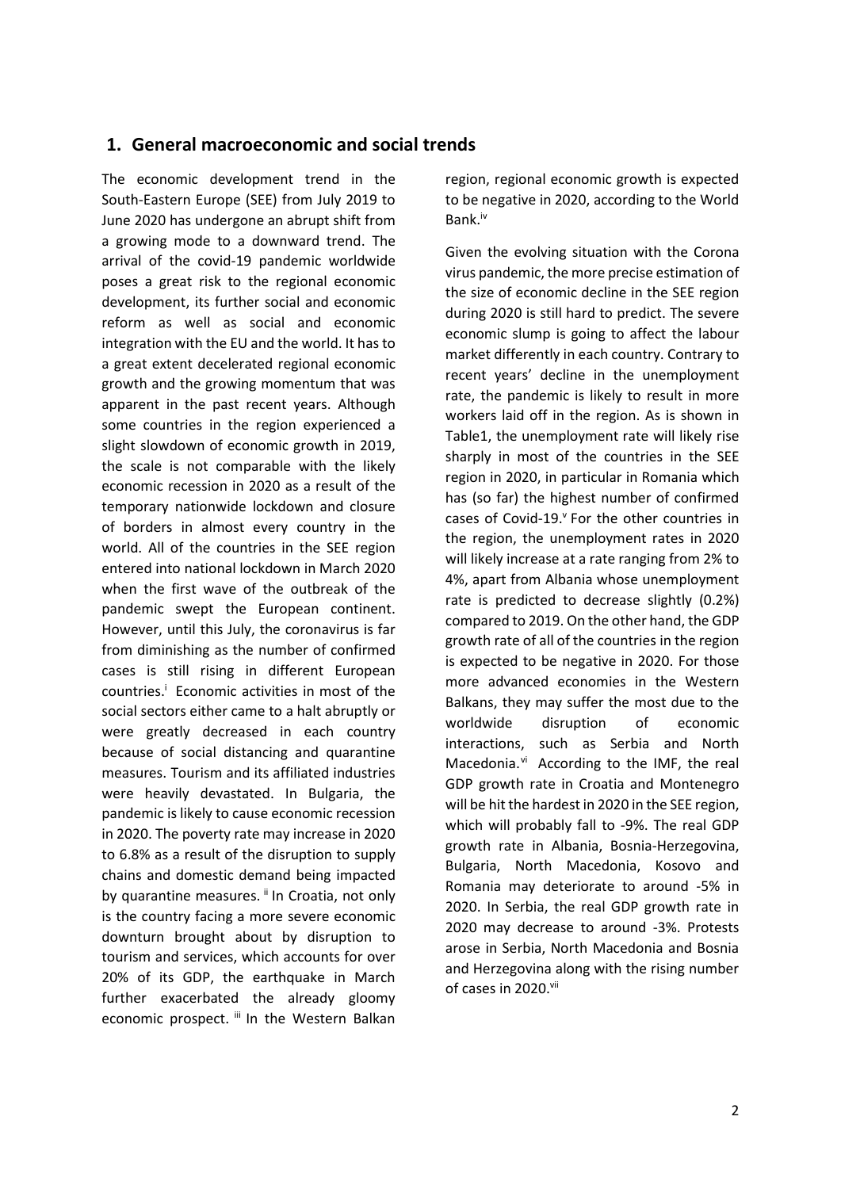## 1. General macroeconomic and social trends

The economic development trend in the South-Eastern Europe (SEE) from July 2019 to June 2020 has undergone an abrupt shift from a growing mode to a downward trend. The arrival of the covid-19 pandemic worldwide poses a great risk to the regional economic development, its further social and economic reform as well as social and economic integration with the EU and the world. It has to a great extent decelerated regional economic growth and the growing momentum that was apparent in the past recent years. Although some countries in the region experienced a slight slowdown of economic growth in 2019, the scale is not comparable with the likely economic recession in 2020 as a result of the temporary nationwide lockdown and closure of borders in almost every country in the world. All of the countries in the SEE region entered into national lockdown in March 2020 when the first wave of the outbreak of the pandemic swept the European continent. However, until this July, the coronavirus is far from diminishing as the number of confirmed cases is still rising in different European countries.[i] Economic activities in most of the social sectors either came to a halt abruptly or were greatly decreased in each country because of social distancing and quarantine measures. Tourism and its affiliated industries were heavily devastated. In Bulgaria, the pandemic is likely to cause economic recession in 2020. The poverty rate may increase in 2020 to 6.8% as a result of the disruption to supply chains and domestic demand being impacted by quarantine measures. [ii] In Croatia, not only is the country facing a more severe economic downturn brought about by disruption to tourism and services, which accounts for over 20% of its GDP, the earthquake in March further exacerbated the already gloomy economic prospect. [iii] In the Western Balkan region, regional economic growth is expected to be negative in 2020, according to the World Bank.[iv]

Given the evolving situation with the Corona virus pandemic, the more precise estimation of the size of economic decline in the SEE region during 2020 is still hard to predict. The severe economic slump is going to affect the labour market differently in each country. Contrary to recent years' decline in the unemployment rate, the pandemic is likely to result in more workers laid off in the region. As is shown in Table1, the unemployment rate will likely rise sharply in most of the countries in the SEE region in 2020, in particular in Romania which has (so far) the highest number of confirmed cases of Covid-19.[v] For the other countries in the region, the unemployment rates in 2020 will likely increase at a rate ranging from 2% to 4%, apart from Albania whose unemployment rate is predicted to decrease slightly (0.2%) compared to 2019. On the other hand, the GDP growth rate of all of the countries in the region is expected to be negative in 2020. For those more advanced economies in the Western Balkans, they may suffer the most due to the worldwide disruption of economic interactions, such as Serbia and North Macedonia.[vi] According to the IMF, the real GDP growth rate in Croatia and Montenegro will be hit the hardest in 2020 in the SEE region, which will probably fall to -9%. The real GDP growth rate in Albania, Bosnia-Herzegovina, Bulgaria, North Macedonia, Kosovo and Romania may deteriorate to around -5% in 2020. In Serbia, the real GDP growth rate in 2020 may decrease to around -3%. Protests arose in Serbia, North Macedonia and Bosnia and Herzegovina along with the rising number of cases in 2020.[vii]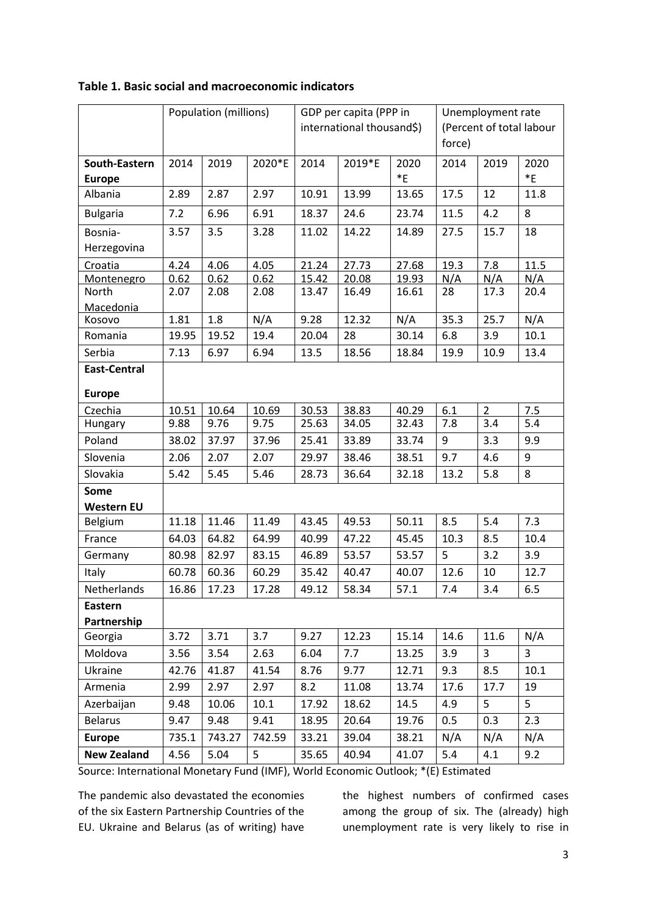**Table 1. Basic social and macroeconomic indicators**

| | Population (millions) | | | GDP per capita (PPP in international thousand$) | | | Unemployment rate (Percent of total labour force) | | |
|---|---|---|---|---|---|---|---|---|---|
| **South-Eastern Europe** | 2014 | 2019 | 2020*E | 2014 | 2019*E | 2020 *E | 2014 | 2019 | 2020 *E |
| Albania | 2.89 | 2.87 | 2.97 | 10.91 | 13.99 | 13.65 | 17.5 | 12 | 11.8 |
| Bulgaria | 7.2 | 6.96 | 6.91 | 18.37 | 24.6 | 23.74 | 11.5 | 4.2 | 8 |
| Bosnia-Herzegovina | 3.57 | 3.5 | 3.28 | 11.02 | 14.22 | 14.89 | 27.5 | 15.7 | 18 |
| Croatia | 4.24 | 4.06 | 4.05 | 21.24 | 27.73 | 27.68 | 19.3 | 7.8 | 11.5 |
| Montenegro | 0.62 | 0.62 | 0.62 | 15.42 | 20.08 | 19.93 | N/A | N/A | N/A |
| North Macedonia | 2.07 | 2.08 | 2.08 | 13.47 | 16.49 | 16.61 | 28 | 17.3 | 20.4 |
| Kosovo | 1.81 | 1.8 | N/A | 9.28 | 12.32 | N/A | 35.3 | 25.7 | N/A |
| Romania | 19.95 | 19.52 | 19.4 | 20.04 | 28 | 30.14 | 6.8 | 3.9 | 10.1 |
| Serbia | 7.13 | 6.97 | 6.94 | 13.5 | 18.56 | 18.84 | 19.9 | 10.9 | 13.4 |
| **East-Central Europe** | | | | | | | | | |
| Czechia | 10.51 | 10.64 | 10.69 | 30.53 | 38.83 | 40.29 | 6.1 | 2 | 7.5 |
| Hungary | 9.88 | 9.76 | 9.75 | 25.63 | 34.05 | 32.43 | 7.8 | 3.4 | 5.4 |
| Poland | 38.02 | 37.97 | 37.96 | 25.41 | 33.89 | 33.74 | 9 | 3.3 | 9.9 |
| Slovenia | 2.06 | 2.07 | 2.07 | 29.97 | 38.46 | 38.51 | 9.7 | 4.6 | 9 |
| Slovakia | 5.42 | 5.45 | 5.46 | 28.73 | 36.64 | 32.18 | 13.2 | 5.8 | 8 |
| **Some Western EU** | | | | | | | | | |
| Belgium | 11.18 | 11.46 | 11.49 | 43.45 | 49.53 | 50.11 | 8.5 | 5.4 | 7.3 |
| France | 64.03 | 64.82 | 64.99 | 40.99 | 47.22 | 45.45 | 10.3 | 8.5 | 10.4 |
| Germany | 80.98 | 82.97 | 83.15 | 46.89 | 53.57 | 53.57 | 5 | 3.2 | 3.9 |
| Italy | 60.78 | 60.36 | 60.29 | 35.42 | 40.47 | 40.07 | 12.6 | 10 | 12.7 |
| Netherlands | 16.86 | 17.23 | 17.28 | 49.12 | 58.34 | 57.1 | 7.4 | 3.4 | 6.5 |
| **Eastern Partnership** | | | | | | | | | |
| Georgia | 3.72 | 3.71 | 3.7 | 9.27 | 12.23 | 15.14 | 14.6 | 11.6 | N/A |
| Moldova | 3.56 | 3.54 | 2.63 | 6.04 | 7.7 | 13.25 | 3.9 | 3 | 3 |
| Ukraine | 42.76 | 41.87 | 41.54 | 8.76 | 9.77 | 12.71 | 9.3 | 8.5 | 10.1 |
| Armenia | 2.99 | 2.97 | 2.97 | 8.2 | 11.08 | 13.74 | 17.6 | 17.7 | 19 |
| Azerbaijan | 9.48 | 10.06 | 10.1 | 17.92 | 18.62 | 14.5 | 4.9 | 5 | 5 |
| Belarus | 9.47 | 9.48 | 9.41 | 18.95 | 20.64 | 19.76 | 0.5 | 0.3 | 2.3 |
| **Europe** | 735.1 | 743.27 | 742.59 | 33.21 | 39.04 | 38.21 | N/A | N/A | N/A |
| **New Zealand** | 4.56 | 5.04 | 5 | 35.65 | 40.94 | 41.07 | 5.4 | 4.1 | 9.2 |

Source: International Monetary Fund (IMF), World Economic Outlook; *(E) Estimated

The pandemic also devastated the economies of the six Eastern Partnership Countries of the EU. Ukraine and Belarus (as of writing) have the highest numbers of confirmed cases among the group of six. The (already) high unemployment rate is very likely to rise in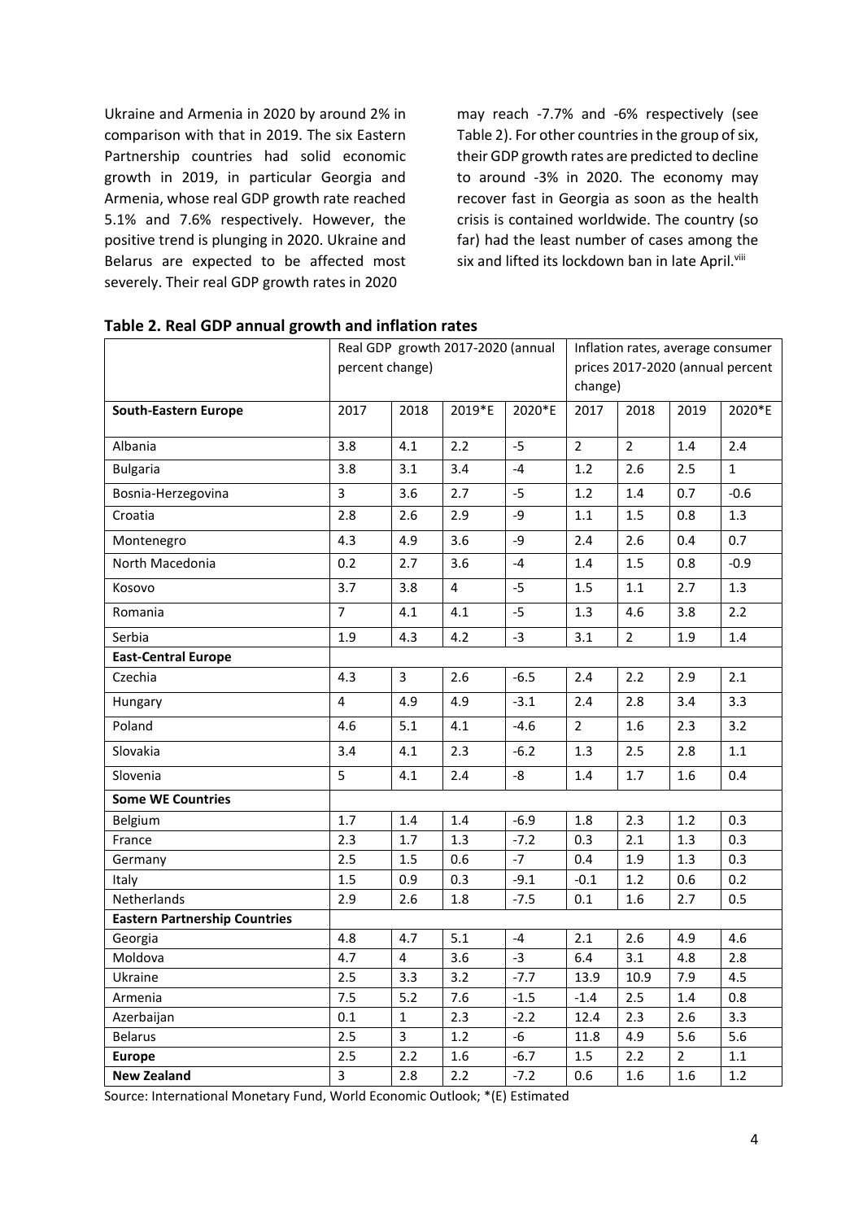Ukraine and Armenia in 2020 by around 2% in comparison with that in 2019. The six Eastern Partnership countries had solid economic growth in 2019, in particular Georgia and Armenia, whose real GDP growth rate reached 5.1% and 7.6% respectively. However, the positive trend is plunging in 2020. Ukraine and Belarus are expected to be affected most severely. Their real GDP growth rates in 2020 may reach -7.7% and -6% respectively (see Table 2). For other countries in the group of six, their GDP growth rates are predicted to decline to around -3% in 2020. The economy may recover fast in Georgia as soon as the health crisis is contained worldwide. The country (so far) had the least number of cases among the six and lifted its lockdown ban in late April.[viii]

**Table 2. Real GDP annual growth and inflation rates**

| | Real GDP growth 2017-2020 (annual percent change) | | | | Inflation rates, average consumer prices 2017-2020 (annual percent change) | | | |
|---|---|---|---|---|---|---|---|---|
| **South-Eastern Europe** | 2017 | 2018 | 2019*E | 2020*E | 2017 | 2018 | 2019 | 2020*E |
| Albania | 3.8 | 4.1 | 2.2 | -5 | 2 | 2 | 1.4 | 2.4 |
| Bulgaria | 3.8 | 3.1 | 3.4 | -4 | 1.2 | 2.6 | 2.5 | 1 |
| Bosnia-Herzegovina | 3 | 3.6 | 2.7 | -5 | 1.2 | 1.4 | 0.7 | -0.6 |
| Croatia | 2.8 | 2.6 | 2.9 | -9 | 1.1 | 1.5 | 0.8 | 1.3 |
| Montenegro | 4.3 | 4.9 | 3.6 | -9 | 2.4 | 2.6 | 0.4 | 0.7 |
| North Macedonia | 0.2 | 2.7 | 3.6 | -4 | 1.4 | 1.5 | 0.8 | -0.9 |
| Kosovo | 3.7 | 3.8 | 4 | -5 | 1.5 | 1.1 | 2.7 | 1.3 |
| Romania | 7 | 4.1 | 4.1 | -5 | 1.3 | 4.6 | 3.8 | 2.2 |
| Serbia | 1.9 | 4.3 | 4.2 | -3 | 3.1 | 2 | 1.9 | 1.4 |
| **East-Central Europe** | | | | | | | | |
| Czechia | 4.3 | 3 | 2.6 | -6.5 | 2.4 | 2.2 | 2.9 | 2.1 |
| Hungary | 4 | 4.9 | 4.9 | -3.1 | 2.4 | 2.8 | 3.4 | 3.3 |
| Poland | 4.6 | 5.1 | 4.1 | -4.6 | 2 | 1.6 | 2.3 | 3.2 |
| Slovakia | 3.4 | 4.1 | 2.3 | -6.2 | 1.3 | 2.5 | 2.8 | 1.1 |
| Slovenia | 5 | 4.1 | 2.4 | -8 | 1.4 | 1.7 | 1.6 | 0.4 |
| **Some WE Countries** | | | | | | | | |
| Belgium | 1.7 | 1.4 | 1.4 | -6.9 | 1.8 | 2.3 | 1.2 | 0.3 |
| France | 2.3 | 1.7 | 1.3 | -7.2 | 0.3 | 2.1 | 1.3 | 0.3 |
| Germany | 2.5 | 1.5 | 0.6 | -7 | 0.4 | 1.9 | 1.3 | 0.3 |
| Italy | 1.5 | 0.9 | 0.3 | -9.1 | -0.1 | 1.2 | 0.6 | 0.2 |
| Netherlands | 2.9 | 2.6 | 1.8 | -7.5 | 0.1 | 1.6 | 2.7 | 0.5 |
| **Eastern Partnership Countries** | | | | | | | | |
| Georgia | 4.8 | 4.7 | 5.1 | -4 | 2.1 | 2.6 | 4.9 | 4.6 |
| Moldova | 4.7 | 4 | 3.6 | -3 | 6.4 | 3.1 | 4.8 | 2.8 |
| Ukraine | 2.5 | 3.3 | 3.2 | -7.7 | 13.9 | 10.9 | 7.9 | 4.5 |
| Armenia | 7.5 | 5.2 | 7.6 | -1.5 | -1.4 | 2.5 | 1.4 | 0.8 |
| Azerbaijan | 0.1 | 1 | 2.3 | -2.2 | 12.4 | 2.3 | 2.6 | 3.3 |
| Belarus | 2.5 | 3 | 1.2 | -6 | 11.8 | 4.9 | 5.6 | 5.6 |
| **Europe** | 2.5 | 2.2 | 1.6 | -6.7 | 1.5 | 2.2 | 2 | 1.1 |
| **New Zealand** | 3 | 2.8 | 2.2 | -7.2 | 0.6 | 1.6 | 1.6 | 1.2 |

Source: International Monetary Fund, World Economic Outlook; *(E) Estimated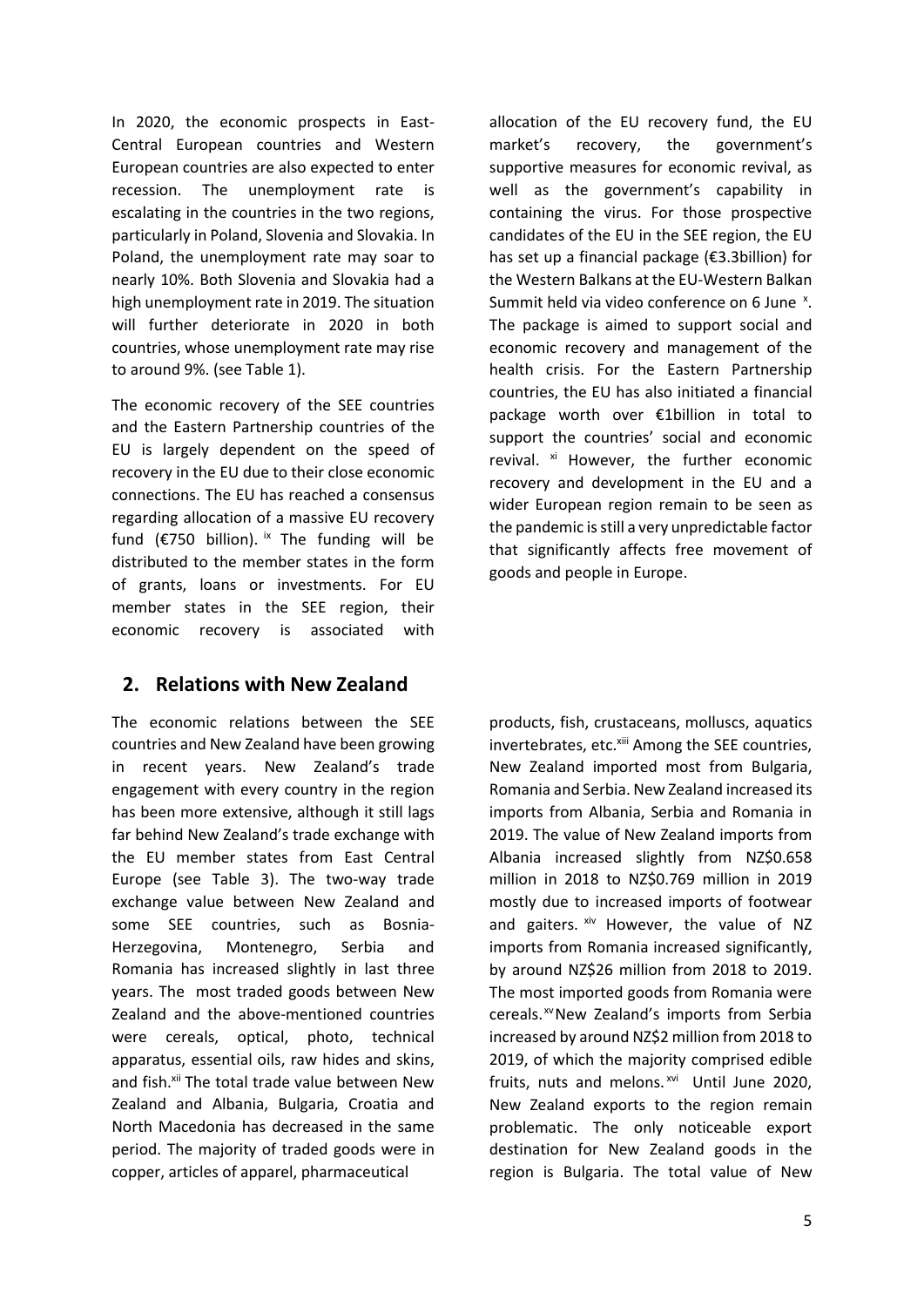In 2020, the economic prospects in East-Central European countries and Western European countries are also expected to enter recession. The unemployment rate is escalating in the countries in the two regions, particularly in Poland, Slovenia and Slovakia. In Poland, the unemployment rate may soar to nearly 10%. Both Slovenia and Slovakia had a high unemployment rate in 2019. The situation will further deteriorate in 2020 in both countries, whose unemployment rate may rise to around 9%. (see Table 1).

The economic recovery of the SEE countries and the Eastern Partnership countries of the EU is largely dependent on the speed of recovery in the EU due to their close economic connections. The EU has reached a consensus regarding allocation of a massive EU recovery fund (€750 billion). [ix] The funding will be distributed to the member states in the form of grants, loans or investments. For EU member states in the SEE region, their economic recovery is associated with allocation of the EU recovery fund, the EU market's recovery, the government's supportive measures for economic revival, as well as the government's capability in containing the virus. For those prospective candidates of the EU in the SEE region, the EU has set up a financial package (€3.3billion) for the Western Balkans at the EU-Western Balkan Summit held via video conference on 6 June [x]. The package is aimed to support social and economic recovery and management of the health crisis. For the Eastern Partnership countries, the EU has also initiated a financial package worth over €1billion in total to support the countries' social and economic revival. [xi] However, the further economic recovery and development in the EU and a wider European region remain to be seen as the pandemic is still a very unpredictable factor that significantly affects free movement of goods and people in Europe.

## 2. Relations with New Zealand

The economic relations between the SEE countries and New Zealand have been growing in recent years. New Zealand's trade engagement with every country in the region has been more extensive, although it still lags far behind New Zealand's trade exchange with the EU member states from East Central Europe (see Table 3). The two-way trade exchange value between New Zealand and some SEE countries, such as Bosnia-Herzegovina, Montenegro, Serbia and Romania has increased slightly in last three years. The most traded goods between New Zealand and the above-mentioned countries were cereals, optical, photo, technical apparatus, essential oils, raw hides and skins, and fish.[xii] The total trade value between New Zealand and Albania, Bulgaria, Croatia and North Macedonia has decreased in the same period. The majority of traded goods were in copper, articles of apparel, pharmaceutical products, fish, crustaceans, molluscs, aquatics invertebrates, etc.[xiii] Among the SEE countries, New Zealand imported most from Bulgaria, Romania and Serbia. New Zealand increased its imports from Albania, Serbia and Romania in 2019. The value of New Zealand imports from Albania increased slightly from NZ$0.658 million in 2018 to NZ$0.769 million in 2019 mostly due to increased imports of footwear and gaiters. [xiv] However, the value of NZ imports from Romania increased significantly, by around NZ$26 million from 2018 to 2019. The most imported goods from Romania were cereals.[xv] New Zealand's imports from Serbia increased by around NZ$2 million from 2018 to 2019, of which the majority comprised edible fruits, nuts and melons.[xvi] Until June 2020, New Zealand exports to the region remain problematic. The only noticeable export destination for New Zealand goods in the region is Bulgaria. The total value of New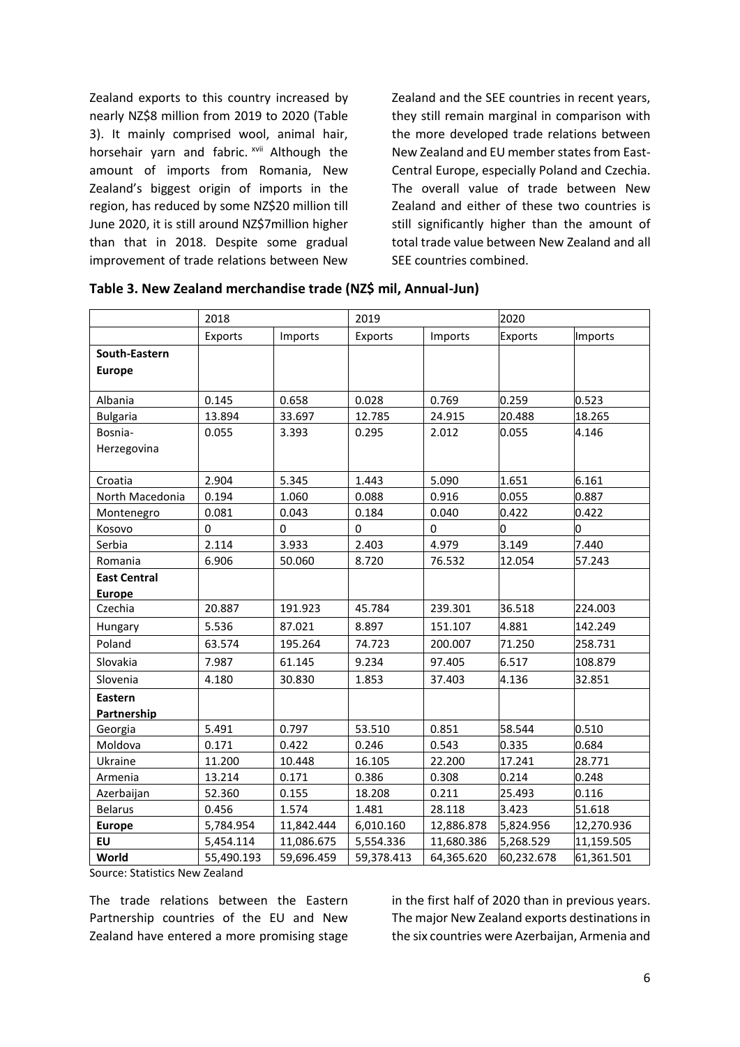Zealand exports to this country increased by nearly NZ$8 million from 2019 to 2020 (Table 3). It mainly comprised wool, animal hair, horsehair yarn and fabric. [xvii] Although the amount of imports from Romania, New Zealand's biggest origin of imports in the region, has reduced by some NZ$20 million till June 2020, it is still around NZ$7million higher than that in 2018. Despite some gradual improvement of trade relations between New Zealand and the SEE countries in recent years, they still remain marginal in comparison with the more developed trade relations between New Zealand and EU member states from East-Central Europe, especially Poland and Czechia. The overall value of trade between New Zealand and either of these two countries is still significantly higher than the amount of total trade value between New Zealand and all SEE countries combined.

**Table 3. New Zealand merchandise trade (NZ$ mil, Annual-Jun)**

| | 2018 | | 2019 | | 2020 | |
|---|---|---|---|---|---|---|
| | Exports | Imports | Exports | Imports | Exports | Imports |
| **South-Eastern Europe** | | | | | | |
| Albania | 0.145 | 0.658 | 0.028 | 0.769 | 0.259 | 0.523 |
| Bulgaria | 13.894 | 33.697 | 12.785 | 24.915 | 20.488 | 18.265 |
| Bosnia-Herzegovina | 0.055 | 3.393 | 0.295 | 2.012 | 0.055 | 4.146 |
| Croatia | 2.904 | 5.345 | 1.443 | 5.090 | 1.651 | 6.161 |
| North Macedonia | 0.194 | 1.060 | 0.088 | 0.916 | 0.055 | 0.887 |
| Montenegro | 0.081 | 0.043 | 0.184 | 0.040 | 0.422 | 0.422 |
| Kosovo | 0 | 0 | 0 | 0 | 0 | 0 |
| Serbia | 2.114 | 3.933 | 2.403 | 4.979 | 3.149 | 7.440 |
| Romania | 6.906 | 50.060 | 8.720 | 76.532 | 12.054 | 57.243 |
| **East Central Europe** | | | | | | |
| Czechia | 20.887 | 191.923 | 45.784 | 239.301 | 36.518 | 224.003 |
| Hungary | 5.536 | 87.021 | 8.897 | 151.107 | 4.881 | 142.249 |
| Poland | 63.574 | 195.264 | 74.723 | 200.007 | 71.250 | 258.731 |
| Slovakia | 7.987 | 61.145 | 9.234 | 97.405 | 6.517 | 108.879 |
| Slovenia | 4.180 | 30.830 | 1.853 | 37.403 | 4.136 | 32.851 |
| **Eastern Partnership** | | | | | | |
| Georgia | 5.491 | 0.797 | 53.510 | 0.851 | 58.544 | 0.510 |
| Moldova | 0.171 | 0.422 | 0.246 | 0.543 | 0.335 | 0.684 |
| Ukraine | 11.200 | 10.448 | 16.105 | 22.200 | 17.241 | 28.771 |
| Armenia | 13.214 | 0.171 | 0.386 | 0.308 | 0.214 | 0.248 |
| Azerbaijan | 52.360 | 0.155 | 18.208 | 0.211 | 25.493 | 0.116 |
| Belarus | 0.456 | 1.574 | 1.481 | 28.118 | 3.423 | 51.618 |
| **Europe** | 5,784.954 | 11,842.444 | 6,010.160 | 12,886.878 | 5,824.956 | 12,270.936 |
| **EU** | 5,454.114 | 11,086.675 | 5,554.336 | 11,680.386 | 5,268.529 | 11,159.505 |
| **World** | 55,490.193 | 59,696.459 | 59,378.413 | 64,365.620 | 60,232.678 | 61,361.501 |

Source: Statistics New Zealand

The trade relations between the Eastern Partnership countries of the EU and New Zealand have entered a more promising stage in the first half of 2020 than in previous years. The major New Zealand exports destinations in the six countries were Azerbaijan, Armenia and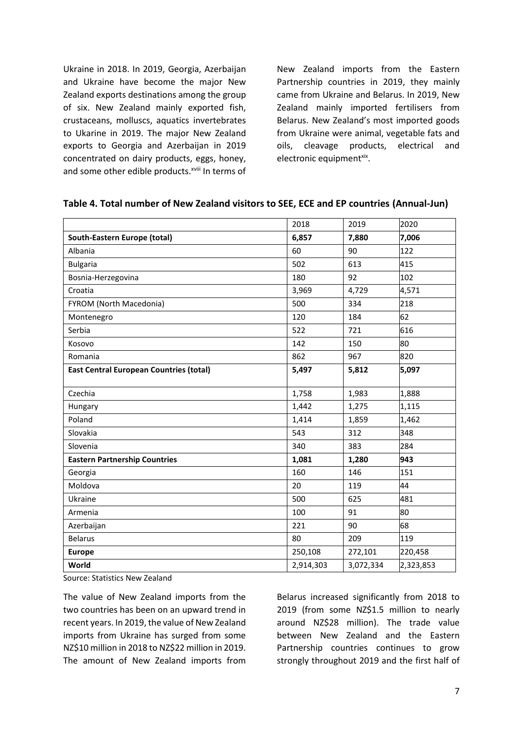Ukraine in 2018. In 2019, Georgia, Azerbaijan and Ukraine have become the major New Zealand exports destinations among the group of six. New Zealand mainly exported fish, crustaceans, molluscs, aquatics invertebrates to Ukarine in 2019. The major New Zealand exports to Georgia and Azerbaijan in 2019 concentrated on dairy products, eggs, honey, and some other edible products.[xviii] In terms of New Zealand imports from the Eastern Partnership countries in 2019, they mainly came from Ukraine and Belarus. In 2019, New Zealand mainly imported fertilisers from Belarus. New Zealand's most imported goods from Ukraine were animal, vegetable fats and oils, cleavage products, electrical and electronic equipment[xix].

**Table 4. Total number of New Zealand visitors to SEE, ECE and EP countries (Annual-Jun)**

| | 2018 | 2019 | 2020 |
|---|---|---|---|
| **South-Eastern Europe (total)** | **6,857** | **7,880** | **7,006** |
| Albania | 60 | 90 | 122 |
| Bulgaria | 502 | 613 | 415 |
| Bosnia-Herzegovina | 180 | 92 | 102 |
| Croatia | 3,969 | 4,729 | 4,571 |
| FYROM (North Macedonia) | 500 | 334 | 218 |
| Montenegro | 120 | 184 | 62 |
| Serbia | 522 | 721 | 616 |
| Kosovo | 142 | 150 | 80 |
| Romania | 862 | 967 | 820 |
| **East Central European Countries (total)** | **5,497** | **5,812** | **5,097** |
| Czechia | 1,758 | 1,983 | 1,888 |
| Hungary | 1,442 | 1,275 | 1,115 |
| Poland | 1,414 | 1,859 | 1,462 |
| Slovakia | 543 | 312 | 348 |
| Slovenia | 340 | 383 | 284 |
| **Eastern Partnership Countries** | **1,081** | **1,280** | **943** |
| Georgia | 160 | 146 | 151 |
| Moldova | 20 | 119 | 44 |
| Ukraine | 500 | 625 | 481 |
| Armenia | 100 | 91 | 80 |
| Azerbaijan | 221 | 90 | 68 |
| Belarus | 80 | 209 | 119 |
| **Europe** | 250,108 | 272,101 | 220,458 |
| **World** | 2,914,303 | 3,072,334 | 2,323,853 |

Source: Statistics New Zealand

The value of New Zealand imports from the two countries has been on an upward trend in recent years. In 2019, the value of New Zealand imports from Ukraine has surged from some NZ$10 million in 2018 to NZ$22 million in 2019. The amount of New Zealand imports from Belarus increased significantly from 2018 to 2019 (from some NZ$1.5 million to nearly around NZ$28 million). The trade value between New Zealand and the Eastern Partnership countries continues to grow strongly throughout 2019 and the first half of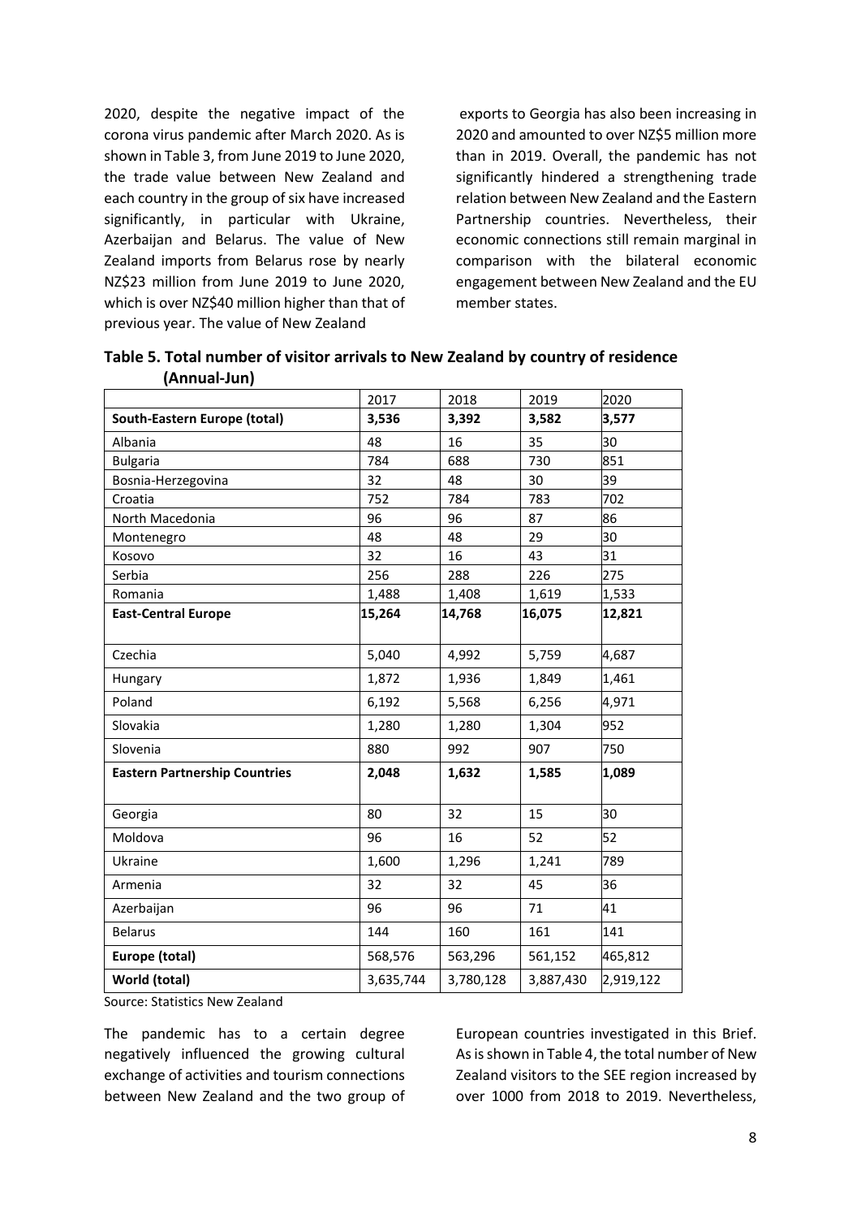2020, despite the negative impact of the corona virus pandemic after March 2020. As is shown in Table 3, from June 2019 to June 2020, the trade value between New Zealand and each country in the group of six have increased significantly, in particular with Ukraine, Azerbaijan and Belarus. The value of New Zealand imports from Belarus rose by nearly NZ$23 million from June 2019 to June 2020, which is over NZ$40 million higher than that of previous year. The value of New Zealand exports to Georgia has also been increasing in 2020 and amounted to over NZ$5 million more than in 2019. Overall, the pandemic has not significantly hindered a strengthening trade relation between New Zealand and the Eastern Partnership countries. Nevertheless, their economic connections still remain marginal in comparison with the bilateral economic engagement between New Zealand and the EU member states.

**Table 5. Total number of visitor arrivals to New Zealand by country of residence (Annual-Jun)**

| | 2017 | 2018 | 2019 | 2020 |
|---|---|---|---|---|
| **South-Eastern Europe (total)** | **3,536** | **3,392** | **3,582** | **3,577** |
| Albania | 48 | 16 | 35 | 30 |
| Bulgaria | 784 | 688 | 730 | 851 |
| Bosnia-Herzegovina | 32 | 48 | 30 | 39 |
| Croatia | 752 | 784 | 783 | 702 |
| North Macedonia | 96 | 96 | 87 | 86 |
| Montenegro | 48 | 48 | 29 | 30 |
| Kosovo | 32 | 16 | 43 | 31 |
| Serbia | 256 | 288 | 226 | 275 |
| Romania | 1,488 | 1,408 | 1,619 | 1,533 |
| **East-Central Europe** | **15,264** | **14,768** | **16,075** | **12,821** |
| Czechia | 5,040 | 4,992 | 5,759 | 4,687 |
| Hungary | 1,872 | 1,936 | 1,849 | 1,461 |
| Poland | 6,192 | 5,568 | 6,256 | 4,971 |
| Slovakia | 1,280 | 1,280 | 1,304 | 952 |
| Slovenia | 880 | 992 | 907 | 750 |
| **Eastern Partnership Countries** | **2,048** | **1,632** | **1,585** | **1,089** |
| Georgia | 80 | 32 | 15 | 30 |
| Moldova | 96 | 16 | 52 | 52 |
| Ukraine | 1,600 | 1,296 | 1,241 | 789 |
| Armenia | 32 | 32 | 45 | 36 |
| Azerbaijan | 96 | 96 | 71 | 41 |
| Belarus | 144 | 160 | 161 | 141 |
| **Europe (total)** | 568,576 | 563,296 | 561,152 | 465,812 |
| **World (total)** | 3,635,744 | 3,780,128 | 3,887,430 | 2,919,122 |

Source: Statistics New Zealand

The pandemic has to a certain degree negatively influenced the growing cultural exchange of activities and tourism connections between New Zealand and the two group of European countries investigated in this Brief. As is shown in Table 4, the total number of New Zealand visitors to the SEE region increased by over 1000 from 2018 to 2019. Nevertheless,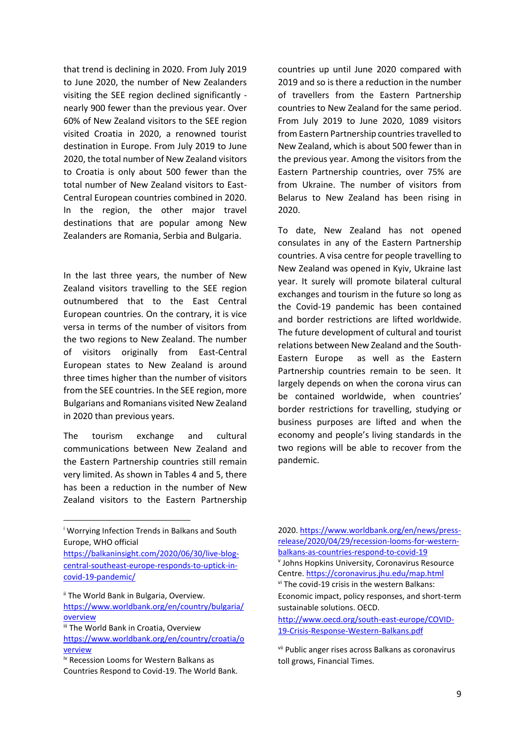that trend is declining in 2020. From July 2019 to June 2020, the number of New Zealanders visiting the SEE region declined significantly - nearly 900 fewer than the previous year. Over 60% of New Zealand visitors to the SEE region visited Croatia in 2020, a renowned tourist destination in Europe. From July 2019 to June 2020, the total number of New Zealand visitors to Croatia is only about 500 fewer than the total number of New Zealand visitors to East-Central European countries combined in 2020. In the region, the other major travel destinations that are popular among New Zealanders are Romania, Serbia and Bulgaria.

In the last three years, the number of New Zealand visitors travelling to the SEE region outnumbered that to the East Central European countries. On the contrary, it is vice versa in terms of the number of visitors from the two regions to New Zealand. The number of visitors originally from East-Central European states to New Zealand is around three times higher than the number of visitors from the SEE countries. In the SEE region, more Bulgarians and Romanians visited New Zealand in 2020 than previous years.

The tourism exchange and cultural communications between New Zealand and the Eastern Partnership countries still remain very limited. As shown in Tables 4 and 5, there has been a reduction in the number of New Zealand visitors to the Eastern Partnership countries up until June 2020 compared with 2019 and so is there a reduction in the number of travellers from the Eastern Partnership countries to New Zealand for the same period. From July 2019 to June 2020, 1089 visitors from Eastern Partnership countries travelled to New Zealand, which is about 500 fewer than in the previous year. Among the visitors from the Eastern Partnership countries, over 75% are from Ukraine. The number of visitors from Belarus to New Zealand has been rising in 2020.

To date, New Zealand has not opened consulates in any of the Eastern Partnership countries. A visa centre for people travelling to New Zealand was opened in Kyiv, Ukraine last year. It surely will promote bilateral cultural exchanges and tourism in the future so long as the Covid-19 pandemic has been contained and border restrictions are lifted worldwide. The future development of cultural and tourist relations between New Zealand and the South-Eastern Europe as well as the Eastern Partnership countries remain to be seen. It largely depends on when the corona virus can be contained worldwide, when countries' border restrictions for travelling, studying or business purposes are lifted and when the economy and people's living standards in the two regions will be able to recover from the pandemic.

---

[i] Worrying Infection Trends in Balkans and South Europe, WHO official https://balkaninsight.com/2020/06/30/live-blog-central-southeast-europe-responds-to-uptick-in-covid-19-pandemic/

[ii] The World Bank in Bulgaria, Overview. https://www.worldbank.org/en/country/bulgaria/overview

[iii] The World Bank in Croatia, Overview https://www.worldbank.org/en/country/croatia/overview

[iv] Recession Looms for Western Balkans as Countries Respond to Covid-19. The World Bank. 2020. https://www.worldbank.org/en/news/press-release/2020/04/29/recession-looms-for-western-balkans-as-countries-respond-to-covid-19

[v] Johns Hopkins University, Coronavirus Resource Centre. https://coronavirus.jhu.edu/map.html

[vi] The covid-19 crisis in the western Balkans: Economic impact, policy responses, and short-term sustainable solutions. OECD. http://www.oecd.org/south-east-europe/COVID-19-Crisis-Response-Western-Balkans.pdf

[vii] Public anger rises across Balkans as coronavirus toll grows, Financial Times.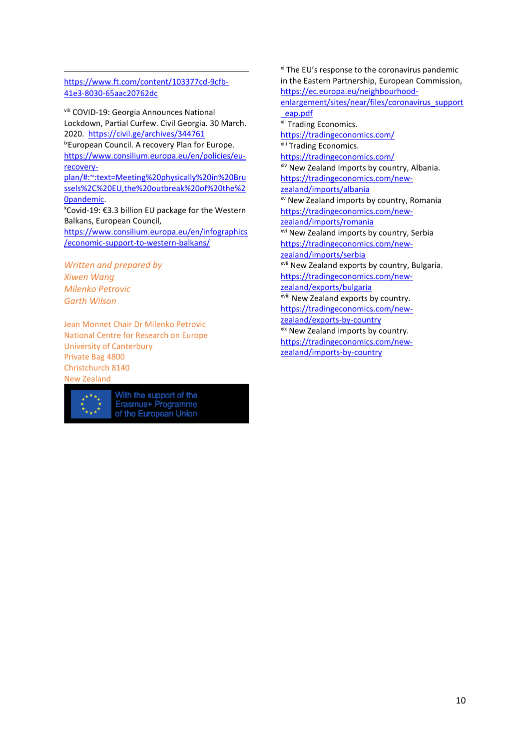https://www.ft.com/content/103377cd-9cfb-41e3-8030-65aac20762dc

[viii] COVID-19: Georgia Announces National Lockdown, Partial Curfew. Civil Georgia. 30 March. 2020. https://civil.ge/archives/344761

[ix] European Council. A recovery Plan for Europe. https://www.consilium.europa.eu/en/policies/eu-recovery-plan/#:~:text=Meeting%20physically%20in%20Brussels%2C%20EU,the%20outbreak%20of%20the%20pandemic.

[x] Covid-19: €3.3 billion EU package for the Western Balkans, European Council, https://www.consilium.europa.eu/en/infographics/economic-support-to-western-balkans/

*Written and prepared by*
*Xiwen Wang*
*Milenko Petrovic*
*Garth Wilson*

Jean Monnet Chair Dr Milenko Petrovic
National Centre for Research on Europe
University of Canterbury
Private Bag 4800
Christchurch 8140
New Zealand

With the support of the Erasmus+ Programme of the European Union

[xi] The EU's response to the coronavirus pandemic in the Eastern Partnership, European Commission, https://ec.europa.eu/neighbourhood-enlargement/sites/near/files/coronavirus_support_eap.pdf

[xii] Trading Economics. https://tradingeconomics.com/

[xiii] Trading Economics. https://tradingeconomics.com/

[xiv] New Zealand imports by country, Albania. https://tradingeconomics.com/new-zealand/imports/albania

[xv] New Zealand imports by country, Romania https://tradingeconomics.com/new-zealand/imports/romania

[xvi] New Zealand imports by country, Serbia https://tradingeconomics.com/new-zealand/imports/serbia

[xvii] New Zealand exports by country, Bulgaria. https://tradingeconomics.com/new-zealand/exports/bulgaria

[xviii] New Zealand exports by country. https://tradingeconomics.com/new-zealand/exports-by-country

[xix] New Zealand imports by country. https://tradingeconomics.com/new-zealand/imports-by-country